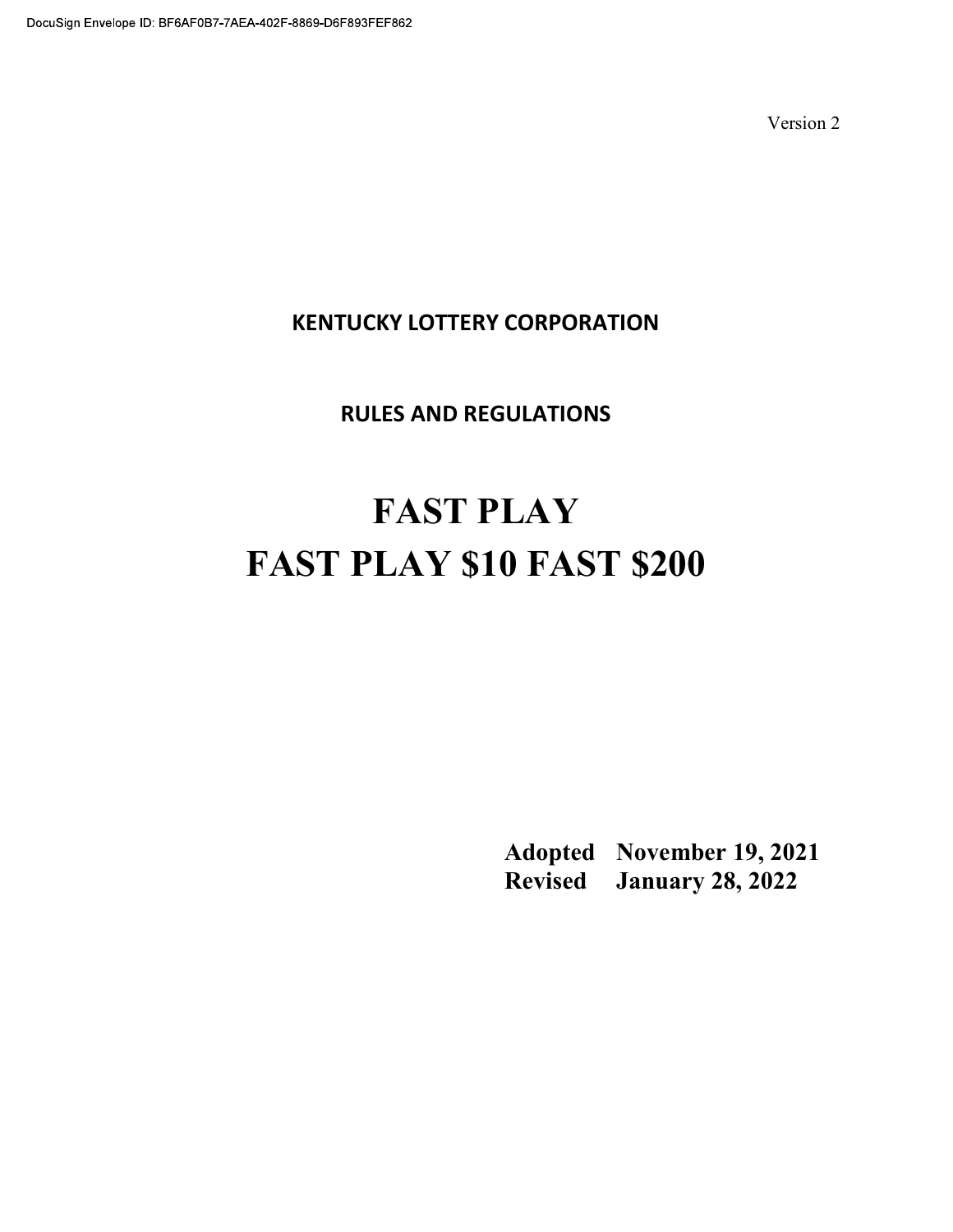Version 2

**KENTUCKY LOTTERY CORPORATION**

**RULES AND REGULATIONS**

# FAST PLAY
# FAST PLAY $10 FAST $200

**Adopted November 19, 2021**
**Revised January 28, 2022**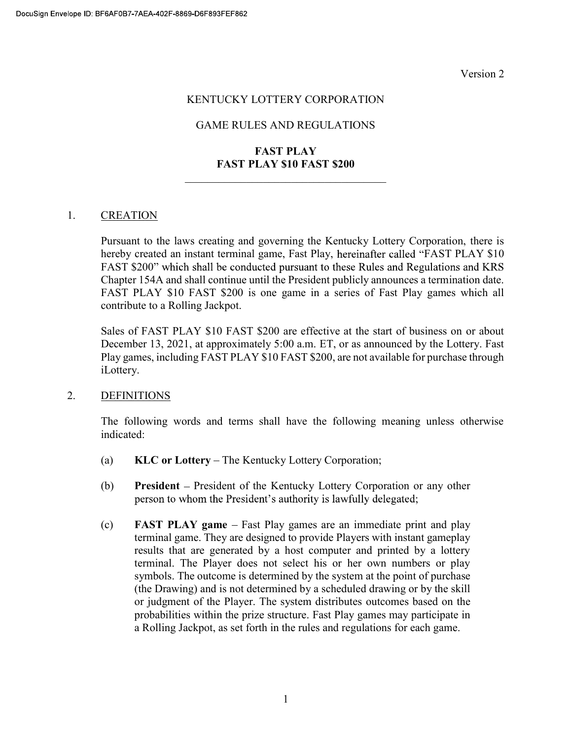Version 2

KENTUCKY LOTTERY CORPORATION

GAME RULES AND REGULATIONS

**FAST PLAY**
**FAST PLAY $10 FAST $200**

---

1. CREATION

   Pursuant to the laws creating and governing the Kentucky Lottery Corporation, there is hereby created an instant terminal game, Fast Play, hereinafter called "FAST PLAY $10 FAST $200" which shall be conducted pursuant to these Rules and Regulations and KRS Chapter 154A and shall continue until the President publicly announces a termination date. FAST PLAY $10 FAST $200 is one game in a series of Fast Play games which all contribute to a Rolling Jackpot.

   Sales of FAST PLAY $10 FAST $200 are effective at the start of business on or about December 13, 2021, at approximately 5:00 a.m. ET, or as announced by the Lottery. Fast Play games, including FAST PLAY $10 FAST $200, are not available for purchase through iLottery.

2. DEFINITIONS

   The following words and terms shall have the following meaning unless otherwise indicated:

   (a) **KLC or Lottery** – The Kentucky Lottery Corporation;

   (b) **President** – President of the Kentucky Lottery Corporation or any other person to whom the President's authority is lawfully delegated;

   (c) **FAST PLAY game** – Fast Play games are an immediate print and play terminal game. They are designed to provide Players with instant gameplay results that are generated by a host computer and printed by a lottery terminal. The Player does not select his or her own numbers or play symbols. The outcome is determined by the system at the point of purchase (the Drawing) and is not determined by a scheduled drawing or by the skill or judgment of the Player. The system distributes outcomes based on the probabilities within the prize structure. Fast Play games may participate in a Rolling Jackpot, as set forth in the rules and regulations for each game.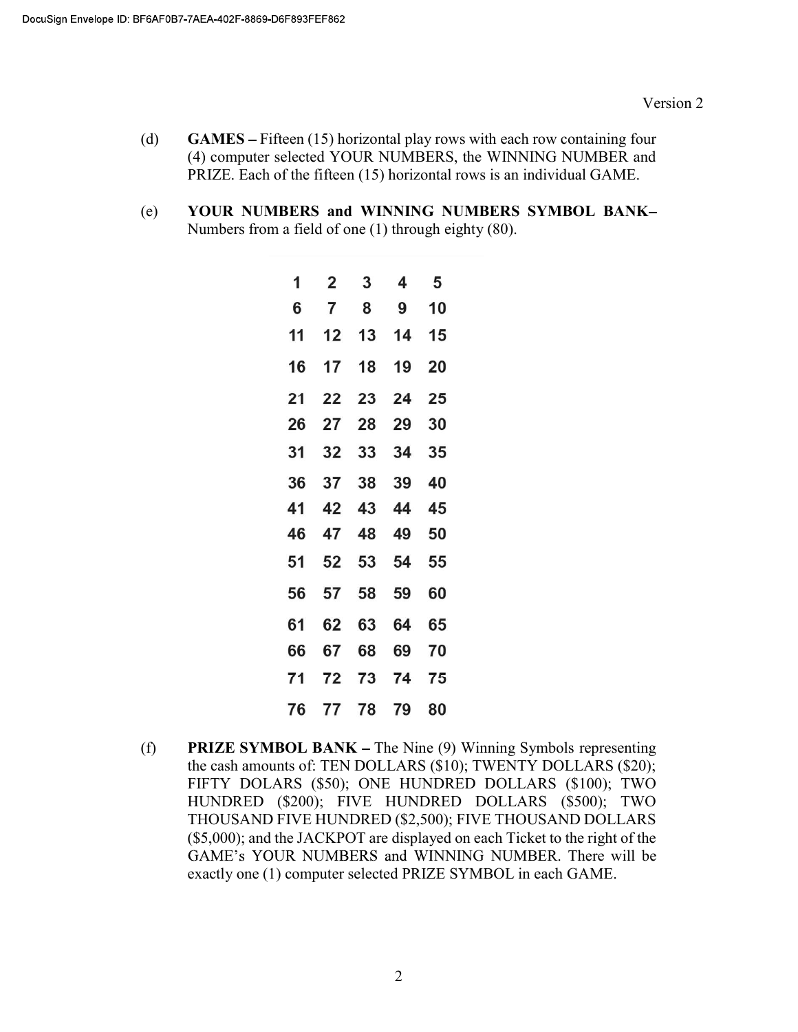Version 2

(d) **GAMES –** Fifteen (15) horizontal play rows with each row containing four (4) computer selected YOUR NUMBERS, the WINNING NUMBER and PRIZE. Each of the fifteen (15) horizontal rows is an individual GAME.

(e) **YOUR NUMBERS and WINNING NUMBERS SYMBOL BANK–** Numbers from a field of one (1) through eighty (80).

| | | | | |
|---|---|---|---|---|
| 1 | 2 | 3 | 4 | 5 |
| 6 | 7 | 8 | 9 | 10 |
| 11 | 12 | 13 | 14 | 15 |
| 16 | 17 | 18 | 19 | 20 |
| 21 | 22 | 23 | 24 | 25 |
| 26 | 27 | 28 | 29 | 30 |
| 31 | 32 | 33 | 34 | 35 |
| 36 | 37 | 38 | 39 | 40 |
| 41 | 42 | 43 | 44 | 45 |
| 46 | 47 | 48 | 49 | 50 |
| 51 | 52 | 53 | 54 | 55 |
| 56 | 57 | 58 | 59 | 60 |
| 61 | 62 | 63 | 64 | 65 |
| 66 | 67 | 68 | 69 | 70 |
| 71 | 72 | 73 | 74 | 75 |
| 76 | 77 | 78 | 79 | 80 |

(f) **PRIZE SYMBOL BANK –** The Nine (9) Winning Symbols representing the cash amounts of: TEN DOLLARS ($10); TWENTY DOLLARS ($20); FIFTY DOLARS ($50); ONE HUNDRED DOLLARS ($100); TWO HUNDRED ($200); FIVE HUNDRED DOLLARS ($500); TWO THOUSAND FIVE HUNDRED ($2,500); FIVE THOUSAND DOLLARS ($5,000); and the JACKPOT are displayed on each Ticket to the right of the GAME's YOUR NUMBERS and WINNING NUMBER. There will be exactly one (1) computer selected PRIZE SYMBOL in each GAME.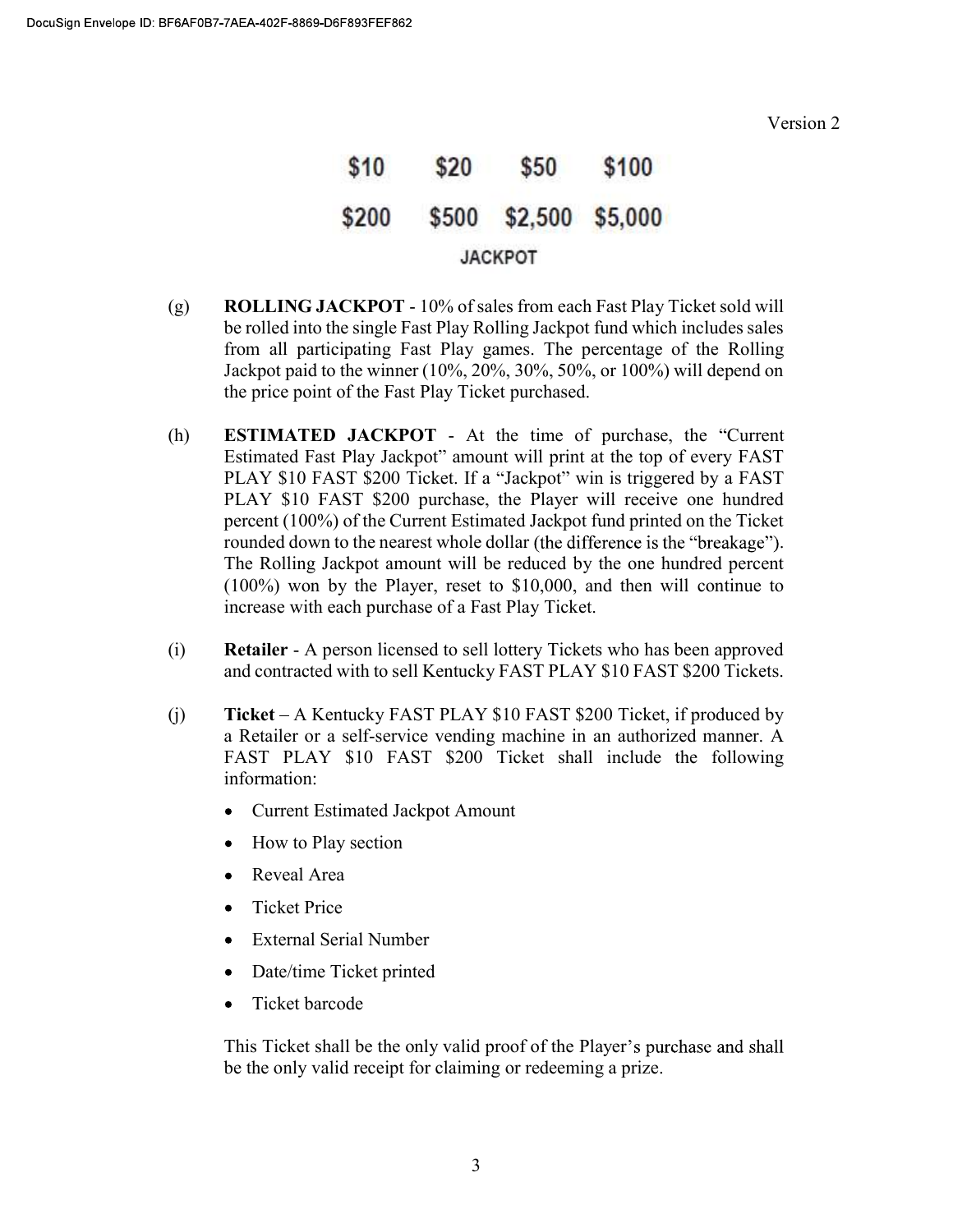Version 2

| $10 | $20 | $50 | $100 |
|---|---|---|---|
| $200 | $500 | $2,500 | $5,000 |

JACKPOT

(g) **ROLLING JACKPOT** - 10% of sales from each Fast Play Ticket sold will be rolled into the single Fast Play Rolling Jackpot fund which includes sales from all participating Fast Play games. The percentage of the Rolling Jackpot paid to the winner (10%, 20%, 30%, 50%, or 100%) will depend on the price point of the Fast Play Ticket purchased.

(h) **ESTIMATED JACKPOT** - At the time of purchase, the "Current Estimated Fast Play Jackpot" amount will print at the top of every FAST PLAY $10 FAST $200 Ticket. If a "Jackpot" win is triggered by a FAST PLAY $10 FAST $200 purchase, the Player will receive one hundred percent (100%) of the Current Estimated Jackpot fund printed on the Ticket rounded down to the nearest whole dollar (the difference is the "breakage"). The Rolling Jackpot amount will be reduced by the one hundred percent (100%) won by the Player, reset to $10,000, and then will continue to increase with each purchase of a Fast Play Ticket.

(i) **Retailer** - A person licensed to sell lottery Tickets who has been approved and contracted with to sell Kentucky FAST PLAY $10 FAST $200 Tickets.

(j) **Ticket** – A Kentucky FAST PLAY $10 FAST $200 Ticket, if produced by a Retailer or a self-service vending machine in an authorized manner. A FAST PLAY $10 FAST $200 Ticket shall include the following information:

- Current Estimated Jackpot Amount
- How to Play section
- Reveal Area
- Ticket Price
- External Serial Number
- Date/time Ticket printed
- Ticket barcode

This Ticket shall be the only valid proof of the Player's purchase and shall be the only valid receipt for claiming or redeeming a prize.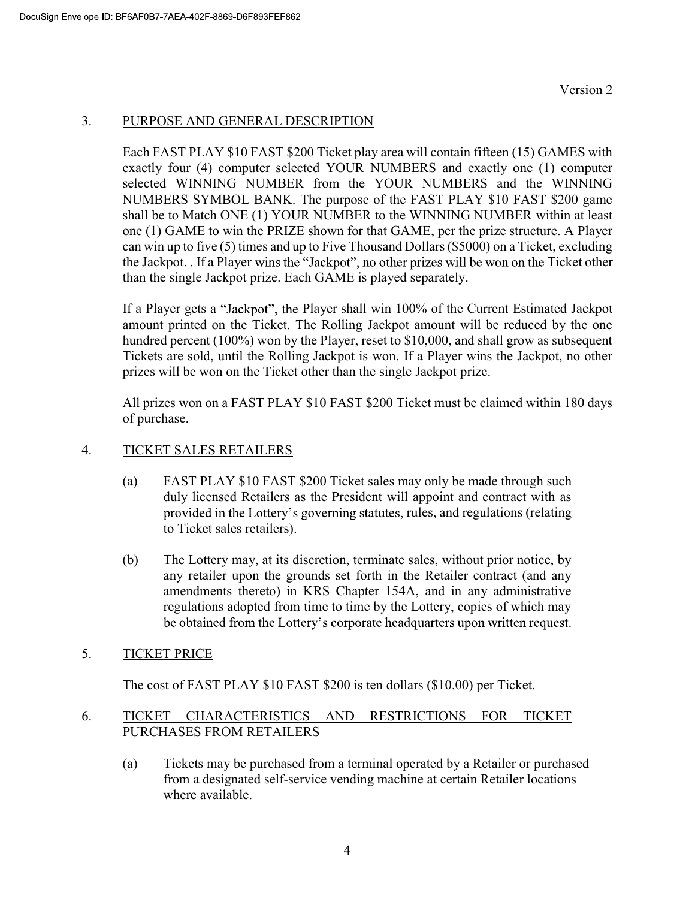Version 2

## 3. PURPOSE AND GENERAL DESCRIPTION

Each FAST PLAY $10 FAST $200 Ticket play area will contain fifteen (15) GAMES with exactly four (4) computer selected YOUR NUMBERS and exactly one (1) computer selected WINNING NUMBER from the YOUR NUMBERS and the WINNING NUMBERS SYMBOL BANK. The purpose of the FAST PLAY $10 FAST $200 game shall be to Match ONE (1) YOUR NUMBER to the WINNING NUMBER within at least one (1) GAME to win the PRIZE shown for that GAME, per the prize structure. A Player can win up to five (5) times and up to Five Thousand Dollars ($5000) on a Ticket, excluding the Jackpot. . If a Player wins the "Jackpot", no other prizes will be won on the Ticket other than the single Jackpot prize. Each GAME is played separately.

If a Player gets a "Jackpot", the Player shall win 100% of the Current Estimated Jackpot amount printed on the Ticket. The Rolling Jackpot amount will be reduced by the one hundred percent (100%) won by the Player, reset to $10,000, and shall grow as subsequent Tickets are sold, until the Rolling Jackpot is won. If a Player wins the Jackpot, no other prizes will be won on the Ticket other than the single Jackpot prize.

All prizes won on a FAST PLAY $10 FAST $200 Ticket must be claimed within 180 days of purchase.

## 4. TICKET SALES RETAILERS

(a) FAST PLAY $10 FAST $200 Ticket sales may only be made through such duly licensed Retailers as the President will appoint and contract with as provided in the Lottery's governing statutes, rules, and regulations (relating to Ticket sales retailers).

(b) The Lottery may, at its discretion, terminate sales, without prior notice, by any retailer upon the grounds set forth in the Retailer contract (and any amendments thereto) in KRS Chapter 154A, and in any administrative regulations adopted from time to time by the Lottery, copies of which may be obtained from the Lottery's corporate headquarters upon written request.

## 5. TICKET PRICE

The cost of FAST PLAY $10 FAST $200 is ten dollars ($10.00) per Ticket.

## 6. TICKET CHARACTERISTICS AND RESTRICTIONS FOR TICKET PURCHASES FROM RETAILERS

(a) Tickets may be purchased from a terminal operated by a Retailer or purchased from a designated self-service vending machine at certain Retailer locations where available.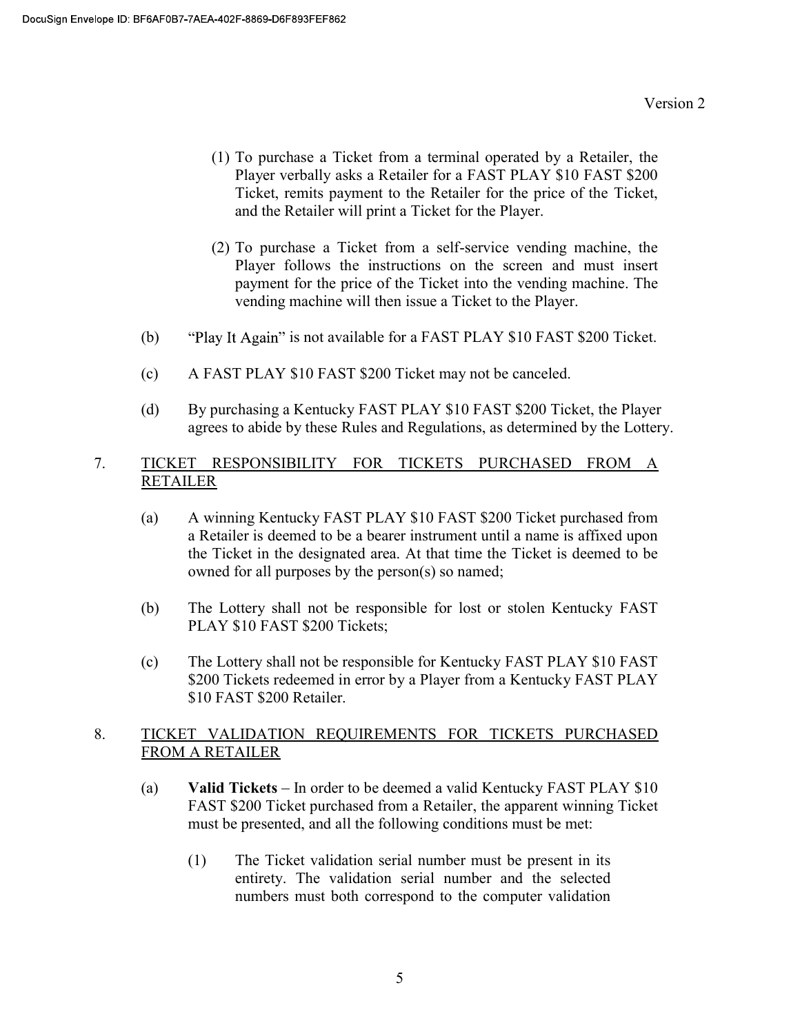(1) To purchase a Ticket from a terminal operated by a Retailer, the Player verbally asks a Retailer for a FAST PLAY $10 FAST $200 Ticket, remits payment to the Retailer for the price of the Ticket, and the Retailer will print a Ticket for the Player.

(2) To purchase a Ticket from a self-service vending machine, the Player follows the instructions on the screen and must insert payment for the price of the Ticket into the vending machine. The vending machine will then issue a Ticket to the Player.

(b) "Play It Again" is not available for a FAST PLAY $10 FAST $200 Ticket.

(c) A FAST PLAY $10 FAST $200 Ticket may not be canceled.

(d) By purchasing a Kentucky FAST PLAY $10 FAST $200 Ticket, the Player agrees to abide by these Rules and Regulations, as determined by the Lottery.

7. <u>TICKET RESPONSIBILITY FOR TICKETS PURCHASED FROM A RETAILER</u>

(a) A winning Kentucky FAST PLAY $10 FAST $200 Ticket purchased from a Retailer is deemed to be a bearer instrument until a name is affixed upon the Ticket in the designated area. At that time the Ticket is deemed to be owned for all purposes by the person(s) so named;

(b) The Lottery shall not be responsible for lost or stolen Kentucky FAST PLAY $10 FAST $200 Tickets;

(c) The Lottery shall not be responsible for Kentucky FAST PLAY $10 FAST $200 Tickets redeemed in error by a Player from a Kentucky FAST PLAY $10 FAST $200 Retailer.

8. <u>TICKET VALIDATION REQUIREMENTS FOR TICKETS PURCHASED FROM A RETAILER</u>

(a) **Valid Tickets** – In order to be deemed a valid Kentucky FAST PLAY $10 FAST $200 Ticket purchased from a Retailer, the apparent winning Ticket must be presented, and all the following conditions must be met:

(1) The Ticket validation serial number must be present in its entirety. The validation serial number and the selected numbers must both correspond to the computer validation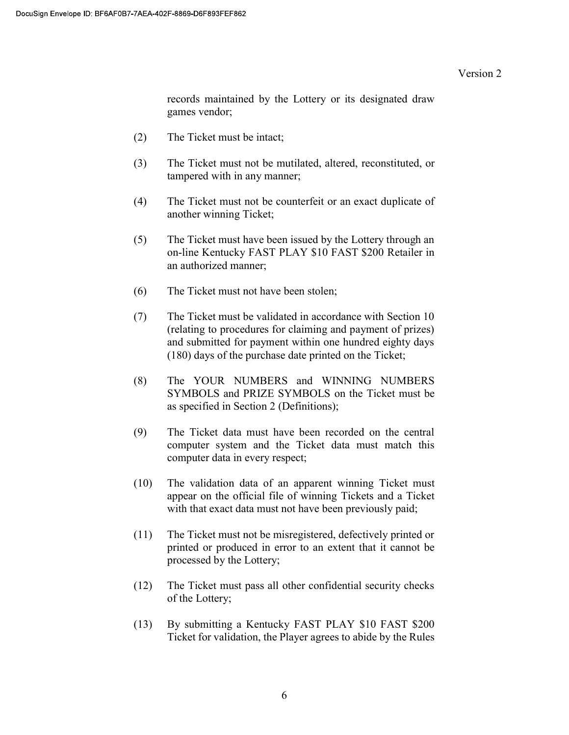records maintained by the Lottery or its designated draw games vendor;

(2) The Ticket must be intact;

(3) The Ticket must not be mutilated, altered, reconstituted, or tampered with in any manner;

(4) The Ticket must not be counterfeit or an exact duplicate of another winning Ticket;

(5) The Ticket must have been issued by the Lottery through an on-line Kentucky FAST PLAY $10 FAST $200 Retailer in an authorized manner;

(6) The Ticket must not have been stolen;

(7) The Ticket must be validated in accordance with Section 10 (relating to procedures for claiming and payment of prizes) and submitted for payment within one hundred eighty days (180) days of the purchase date printed on the Ticket;

(8) The YOUR NUMBERS and WINNING NUMBERS SYMBOLS and PRIZE SYMBOLS on the Ticket must be as specified in Section 2 (Definitions);

(9) The Ticket data must have been recorded on the central computer system and the Ticket data must match this computer data in every respect;

(10) The validation data of an apparent winning Ticket must appear on the official file of winning Tickets and a Ticket with that exact data must not have been previously paid;

(11) The Ticket must not be misregistered, defectively printed or printed or produced in error to an extent that it cannot be processed by the Lottery;

(12) The Ticket must pass all other confidential security checks of the Lottery;

(13) By submitting a Kentucky FAST PLAY $10 FAST $200 Ticket for validation, the Player agrees to abide by the Rules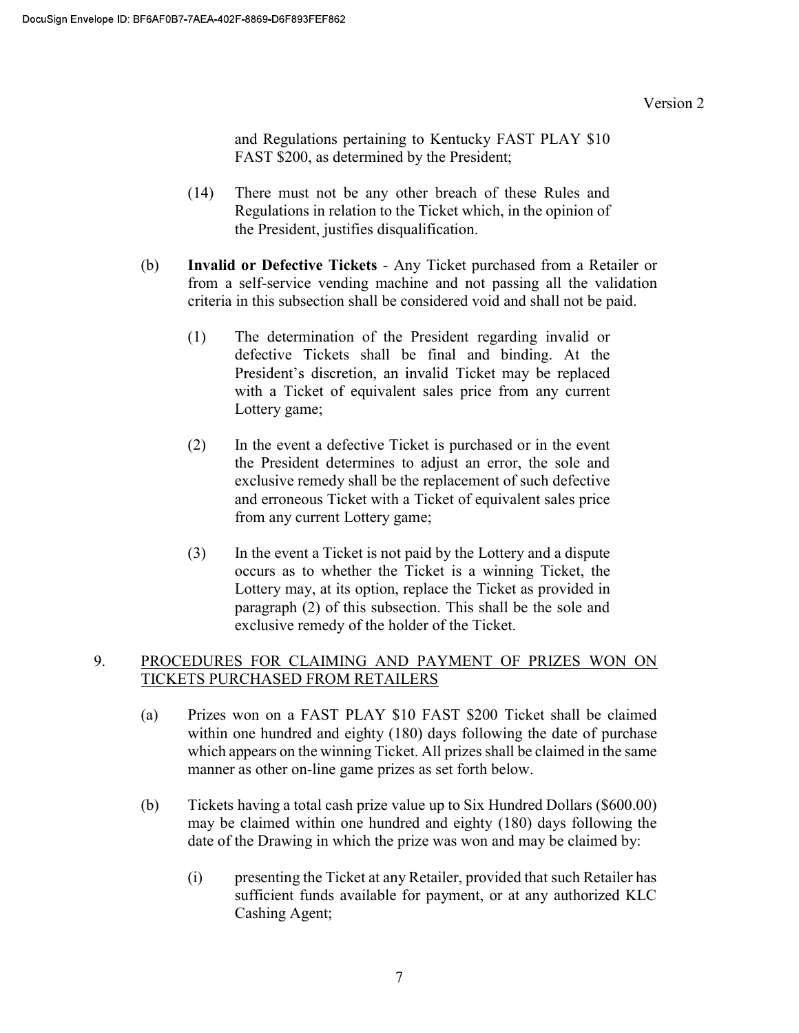and Regulations pertaining to Kentucky FAST PLAY $10 FAST $200, as determined by the President;

(14) There must not be any other breach of these Rules and Regulations in relation to the Ticket which, in the opinion of the President, justifies disqualification.

(b) **Invalid or Defective Tickets** - Any Ticket purchased from a Retailer or from a self-service vending machine and not passing all the validation criteria in this subsection shall be considered void and shall not be paid.

(1) The determination of the President regarding invalid or defective Tickets shall be final and binding. At the President's discretion, an invalid Ticket may be replaced with a Ticket of equivalent sales price from any current Lottery game;

(2) In the event a defective Ticket is purchased or in the event the President determines to adjust an error, the sole and exclusive remedy shall be the replacement of such defective and erroneous Ticket with a Ticket of equivalent sales price from any current Lottery game;

(3) In the event a Ticket is not paid by the Lottery and a dispute occurs as to whether the Ticket is a winning Ticket, the Lottery may, at its option, replace the Ticket as provided in paragraph (2) of this subsection. This shall be the sole and exclusive remedy of the holder of the Ticket.

9. PROCEDURES FOR CLAIMING AND PAYMENT OF PRIZES WON ON TICKETS PURCHASED FROM RETAILERS

(a) Prizes won on a FAST PLAY $10 FAST $200 Ticket shall be claimed within one hundred and eighty (180) days following the date of purchase which appears on the winning Ticket. All prizes shall be claimed in the same manner as other on-line game prizes as set forth below.

(b) Tickets having a total cash prize value up to Six Hundred Dollars ($600.00) may be claimed within one hundred and eighty (180) days following the date of the Drawing in which the prize was won and may be claimed by:

(i) presenting the Ticket at any Retailer, provided that such Retailer has sufficient funds available for payment, or at any authorized KLC Cashing Agent;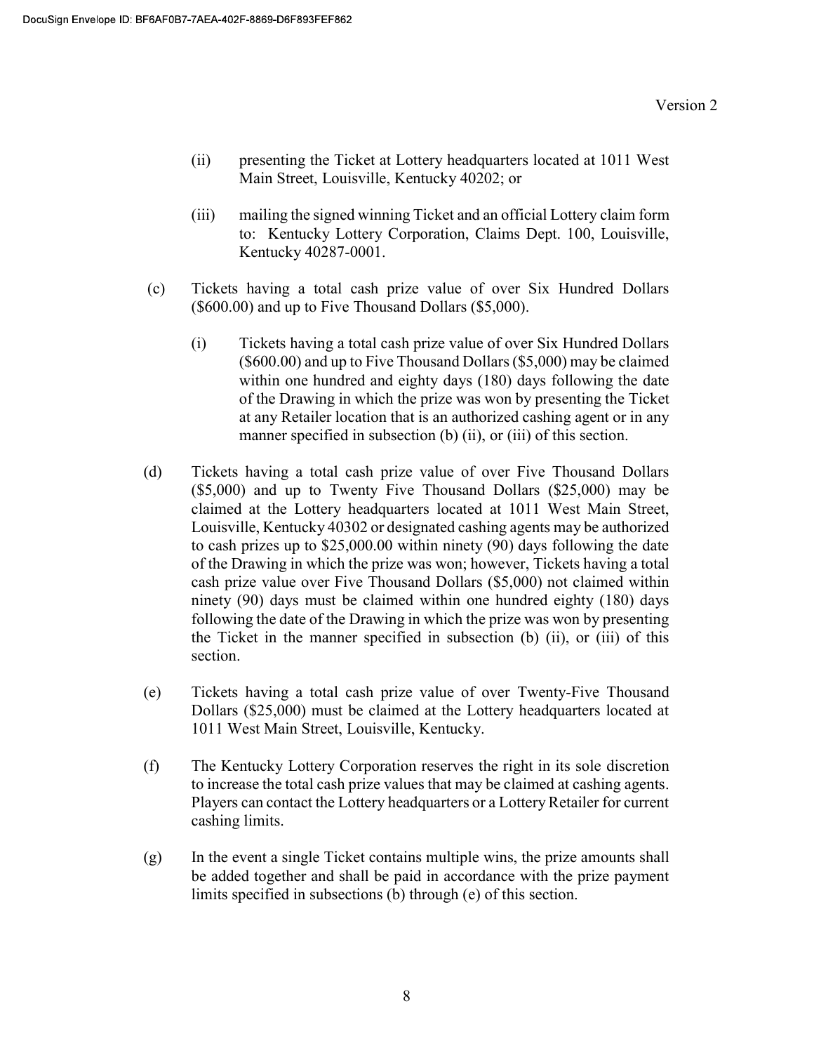(ii) presenting the Ticket at Lottery headquarters located at 1011 West Main Street, Louisville, Kentucky 40202; or

(iii) mailing the signed winning Ticket and an official Lottery claim form to: Kentucky Lottery Corporation, Claims Dept. 100, Louisville, Kentucky 40287-0001.

(c) Tickets having a total cash prize value of over Six Hundred Dollars ($600.00) and up to Five Thousand Dollars ($5,000).

(i) Tickets having a total cash prize value of over Six Hundred Dollars ($600.00) and up to Five Thousand Dollars ($5,000) may be claimed within one hundred and eighty days (180) days following the date of the Drawing in which the prize was won by presenting the Ticket at any Retailer location that is an authorized cashing agent or in any manner specified in subsection (b) (ii), or (iii) of this section.

(d) Tickets having a total cash prize value of over Five Thousand Dollars ($5,000) and up to Twenty Five Thousand Dollars ($25,000) may be claimed at the Lottery headquarters located at 1011 West Main Street, Louisville, Kentucky 40302 or designated cashing agents may be authorized to cash prizes up to $25,000.00 within ninety (90) days following the date of the Drawing in which the prize was won; however, Tickets having a total cash prize value over Five Thousand Dollars ($5,000) not claimed within ninety (90) days must be claimed within one hundred eighty (180) days following the date of the Drawing in which the prize was won by presenting the Ticket in the manner specified in subsection (b) (ii), or (iii) of this section.

(e) Tickets having a total cash prize value of over Twenty-Five Thousand Dollars ($25,000) must be claimed at the Lottery headquarters located at 1011 West Main Street, Louisville, Kentucky.

(f) The Kentucky Lottery Corporation reserves the right in its sole discretion to increase the total cash prize values that may be claimed at cashing agents. Players can contact the Lottery headquarters or a Lottery Retailer for current cashing limits.

(g) In the event a single Ticket contains multiple wins, the prize amounts shall be added together and shall be paid in accordance with the prize payment limits specified in subsections (b) through (e) of this section.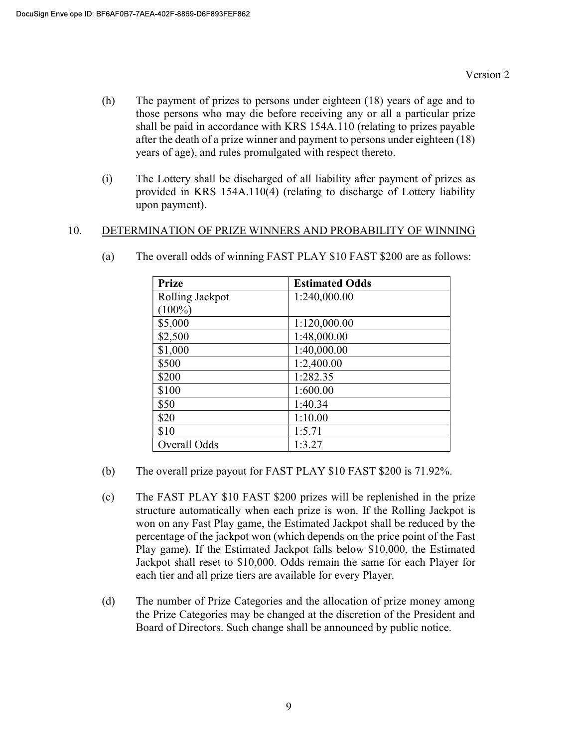(h) The payment of prizes to persons under eighteen (18) years of age and to those persons who may die before receiving any or all a particular prize shall be paid in accordance with KRS 154A.110 (relating to prizes payable after the death of a prize winner and payment to persons under eighteen (18) years of age), and rules promulgated with respect thereto.

(i) The Lottery shall be discharged of all liability after payment of prizes as provided in KRS 154A.110(4) (relating to discharge of Lottery liability upon payment).

## 10. DETERMINATION OF PRIZE WINNERS AND PROBABILITY OF WINNING

(a) The overall odds of winning FAST PLAY $10 FAST $200 are as follows:

| Prize | Estimated Odds |
|---|---|
| Rolling Jackpot (100%) | 1:240,000.00 |
| $5,000 | 1:120,000.00 |
| $2,500 | 1:48,000.00 |
| $1,000 | 1:40,000.00 |
| $500 | 1:2,400.00 |
| $200 | 1:282.35 |
| $100 | 1:600.00 |
| $50 | 1:40.34 |
| $20 | 1:10.00 |
| $10 | 1:5.71 |
| Overall Odds | 1:3.27 |

(b) The overall prize payout for FAST PLAY $10 FAST $200 is 71.92%.

(c) The FAST PLAY $10 FAST $200 prizes will be replenished in the prize structure automatically when each prize is won. If the Rolling Jackpot is won on any Fast Play game, the Estimated Jackpot shall be reduced by the percentage of the jackpot won (which depends on the price point of the Fast Play game). If the Estimated Jackpot falls below $10,000, the Estimated Jackpot shall reset to $10,000. Odds remain the same for each Player for each tier and all prize tiers are available for every Player.

(d) The number of Prize Categories and the allocation of prize money among the Prize Categories may be changed at the discretion of the President and Board of Directors. Such change shall be announced by public notice.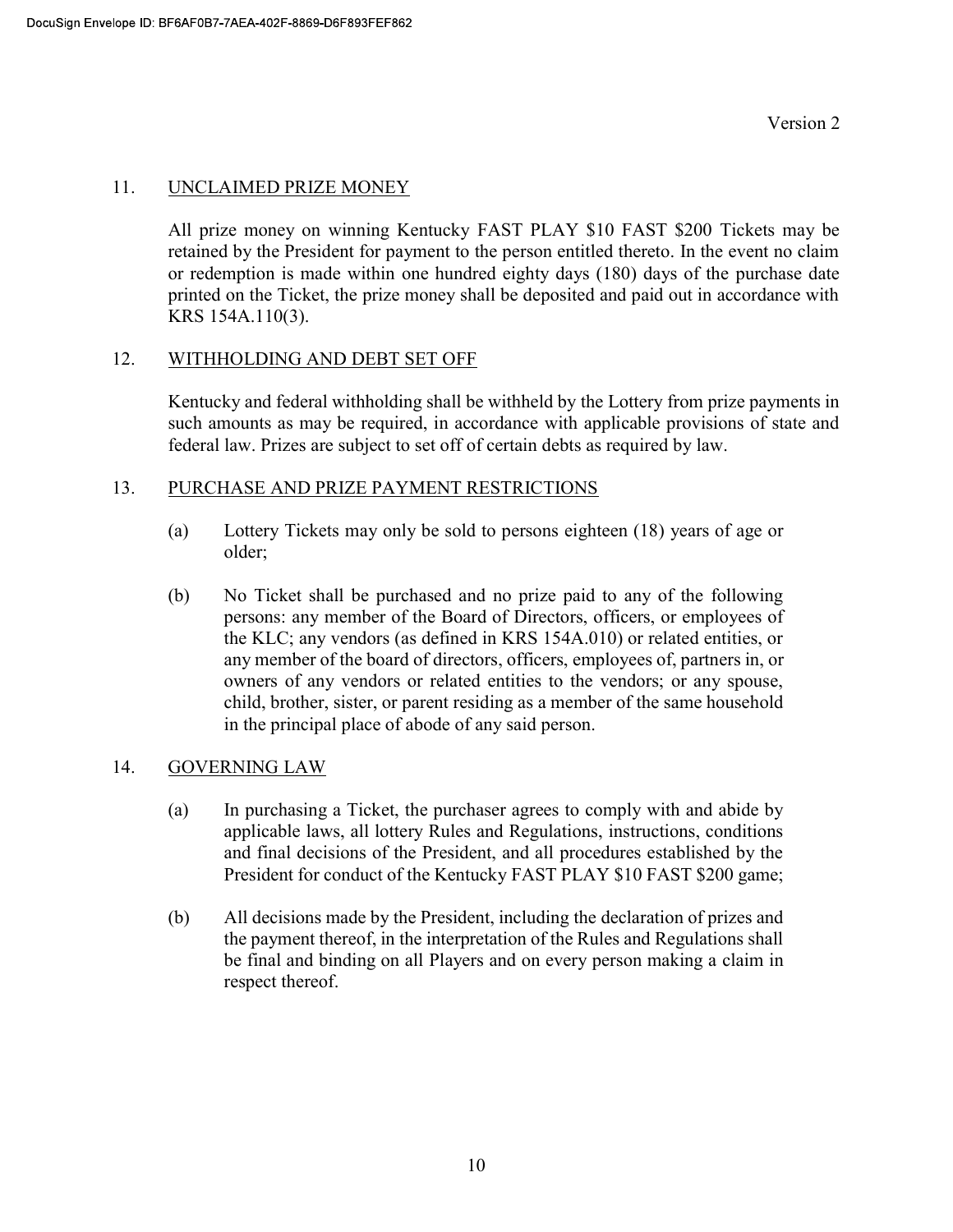## 11. UNCLAIMED PRIZE MONEY

All prize money on winning Kentucky FAST PLAY $10 FAST $200 Tickets may be retained by the President for payment to the person entitled thereto. In the event no claim or redemption is made within one hundred eighty days (180) days of the purchase date printed on the Ticket, the prize money shall be deposited and paid out in accordance with KRS 154A.110(3).

## 12. WITHHOLDING AND DEBT SET OFF

Kentucky and federal withholding shall be withheld by the Lottery from prize payments in such amounts as may be required, in accordance with applicable provisions of state and federal law. Prizes are subject to set off of certain debts as required by law.

## 13. PURCHASE AND PRIZE PAYMENT RESTRICTIONS

(a) Lottery Tickets may only be sold to persons eighteen (18) years of age or older;

(b) No Ticket shall be purchased and no prize paid to any of the following persons: any member of the Board of Directors, officers, or employees of the KLC; any vendors (as defined in KRS 154A.010) or related entities, or any member of the board of directors, officers, employees of, partners in, or owners of any vendors or related entities to the vendors; or any spouse, child, brother, sister, or parent residing as a member of the same household in the principal place of abode of any said person.

## 14. GOVERNING LAW

(a) In purchasing a Ticket, the purchaser agrees to comply with and abide by applicable laws, all lottery Rules and Regulations, instructions, conditions and final decisions of the President, and all procedures established by the President for conduct of the Kentucky FAST PLAY $10 FAST $200 game;

(b) All decisions made by the President, including the declaration of prizes and the payment thereof, in the interpretation of the Rules and Regulations shall be final and binding on all Players and on every person making a claim in respect thereof.